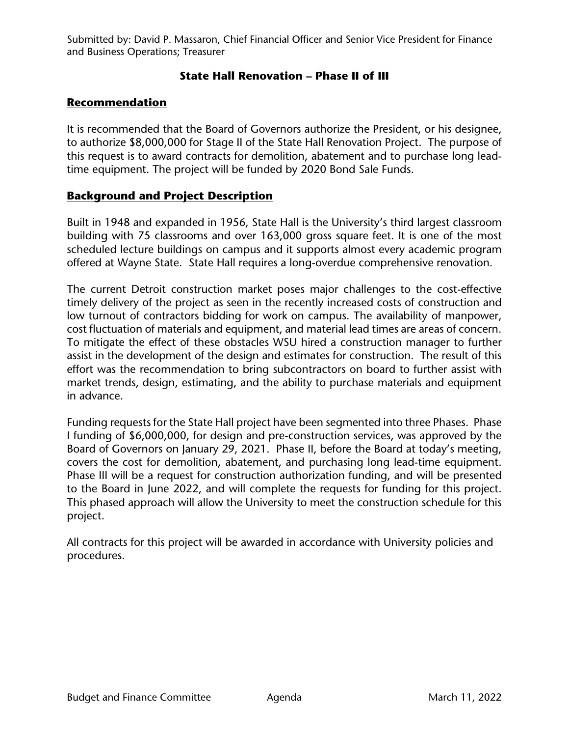Submitted by: David P. Massaron, Chief Financial Officer and Senior Vice President for Finance and Business Operations; Treasurer

# State Hall Renovation – Phase II of III

## Recommendation

It is recommended that the Board of Governors authorize the President, or his designee, to authorize $8,000,000 for Stage II of the State Hall Renovation Project. The purpose of this request is to award contracts for demolition, abatement and to purchase long lead-time equipment. The project will be funded by 2020 Bond Sale Funds.

## Background and Project Description

Built in 1948 and expanded in 1956, State Hall is the University's third largest classroom building with 75 classrooms and over 163,000 gross square feet. It is one of the most scheduled lecture buildings on campus and it supports almost every academic program offered at Wayne State. State Hall requires a long-overdue comprehensive renovation.

The current Detroit construction market poses major challenges to the cost-effective timely delivery of the project as seen in the recently increased costs of construction and low turnout of contractors bidding for work on campus. The availability of manpower, cost fluctuation of materials and equipment, and material lead times are areas of concern. To mitigate the effect of these obstacles WSU hired a construction manager to further assist in the development of the design and estimates for construction. The result of this effort was the recommendation to bring subcontractors on board to further assist with market trends, design, estimating, and the ability to purchase materials and equipment in advance.

Funding requests for the State Hall project have been segmented into three Phases. Phase I funding of $6,000,000, for design and pre-construction services, was approved by the Board of Governors on January 29, 2021. Phase II, before the Board at today's meeting, covers the cost for demolition, abatement, and purchasing long lead-time equipment. Phase III will be a request for construction authorization funding, and will be presented to the Board in June 2022, and will complete the requests for funding for this project. This phased approach will allow the University to meet the construction schedule for this project.

All contracts for this project will be awarded in accordance with University policies and procedures.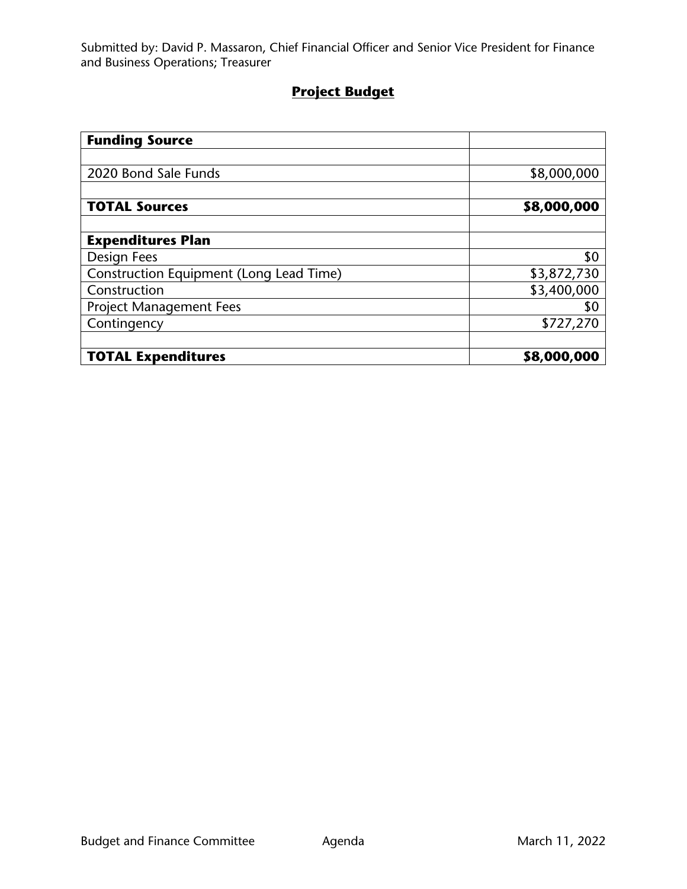Submitted by: David P. Massaron, Chief Financial Officer and Senior Vice President for Finance and Business Operations; Treasurer

## Project Budget

| | |
|---|---|
| **Funding Source** | |
| | |
| 2020 Bond Sale Funds | $8,000,000 |
| | |
| **TOTAL Sources** | **$8,000,000** |
| | |
| **Expenditures Plan** | |
| Design Fees | $0 |
| Construction Equipment (Long Lead Time) | $3,872,730 |
| Construction | $3,400,000 |
| Project Management Fees | $0 |
| Contingency | $727,270 |
| | |
| **TOTAL Expenditures** | **$8,000,000** |